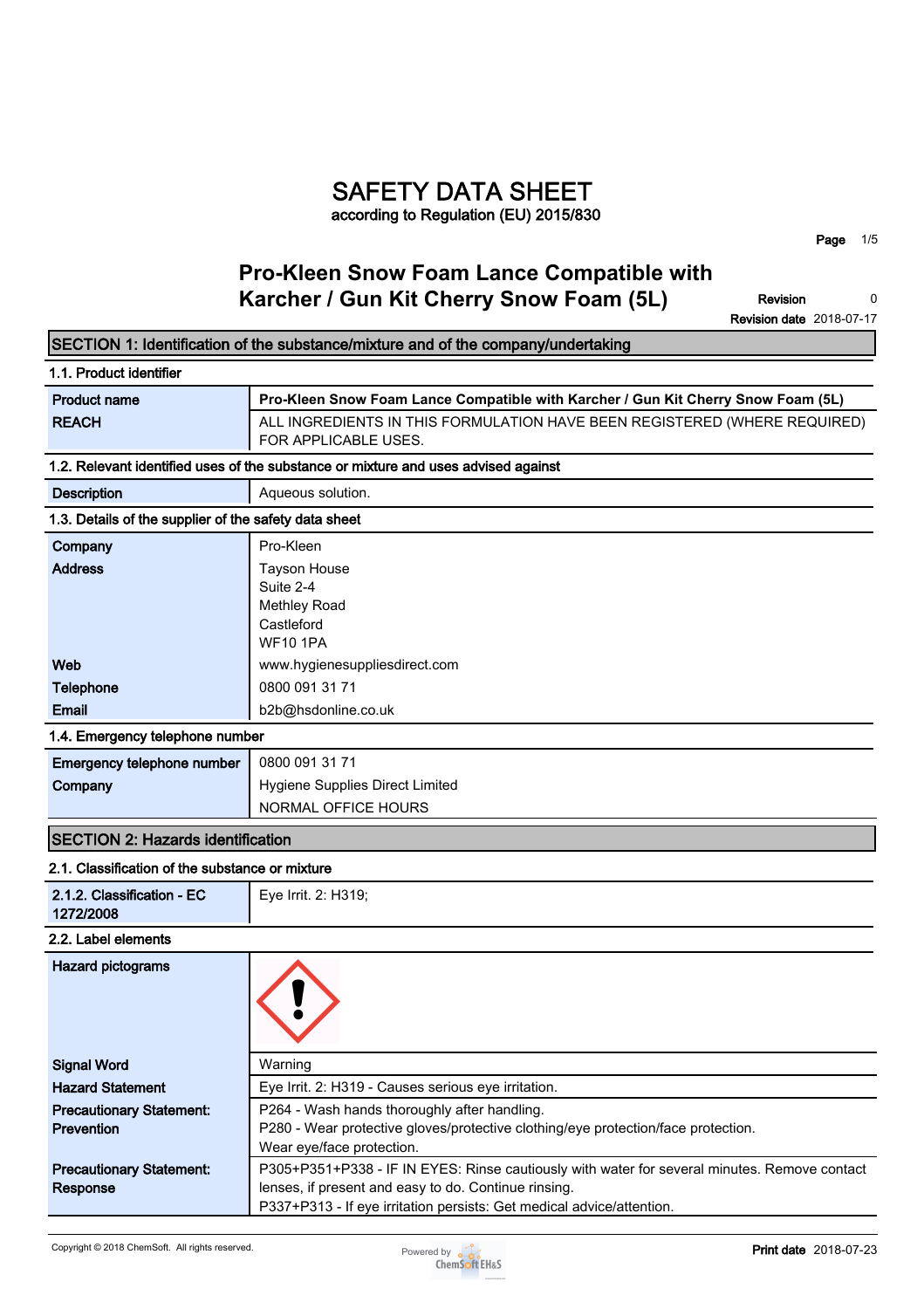# SAFETY DATA SHEET

according to Regulation (EU) 2015/830

## Pro-Kleen Snow Foam Lance Compatible with Karcher / Gun Kit Cherry Snow Foam (5L)

**Revision** 0
**Revision date** 2018-07-17

## SECTION 1: Identification of the substance/mixture and of the company/undertaking

### 1.1. Product identifier

| | |
|---|---|
| **Product name** | **Pro-Kleen Snow Foam Lance Compatible with Karcher / Gun Kit Cherry Snow Foam (5L)** |
| **REACH** | ALL INGREDIENTS IN THIS FORMULATION HAVE BEEN REGISTERED (WHERE REQUIRED) FOR APPLICABLE USES. |

### 1.2. Relevant identified uses of the substance or mixture and uses advised against

| | |
|---|---|
| **Description** | Aqueous solution. |

### 1.3. Details of the supplier of the safety data sheet

| | |
|---|---|
| **Company** | Pro-Kleen |
| **Address** | Tayson House<br>Suite 2-4<br>Methley Road<br>Castleford<br>WF10 1PA |
| **Web** | www.hygienesuppliesdirect.com |
| **Telephone** | 0800 091 31 71 |
| **Email** | b2b@hsdonline.co.uk |

### 1.4. Emergency telephone number

| | |
|---|---|
| **Emergency telephone number** | 0800 091 31 71 |
| **Company** | Hygiene Supplies Direct Limited<br>NORMAL OFFICE HOURS |

## SECTION 2: Hazards identification

### 2.1. Classification of the substance or mixture

| | |
|---|---|
| **2.1.2. Classification - EC 1272/2008** | Eye Irrit. 2: H319; |

### 2.2. Label elements

| | |
|---|---|
| **Hazard pictograms** | |
| **Signal Word** | Warning |
| **Hazard Statement** | Eye Irrit. 2: H319 - Causes serious eye irritation. |
| **Precautionary Statement: Prevention** | P264 - Wash hands thoroughly after handling.<br>P280 - Wear protective gloves/protective clothing/eye protection/face protection.<br>Wear eye/face protection. |
| **Precautionary Statement: Response** | P305+P351+P338 - IF IN EYES: Rinse cautiously with water for several minutes. Remove contact lenses, if present and easy to do. Continue rinsing.<br>P337+P313 - If eye irritation persists: Get medical advice/attention. |

Copyright © 2018 ChemSoft. All rights reserved.

**Print date** 2018-07-23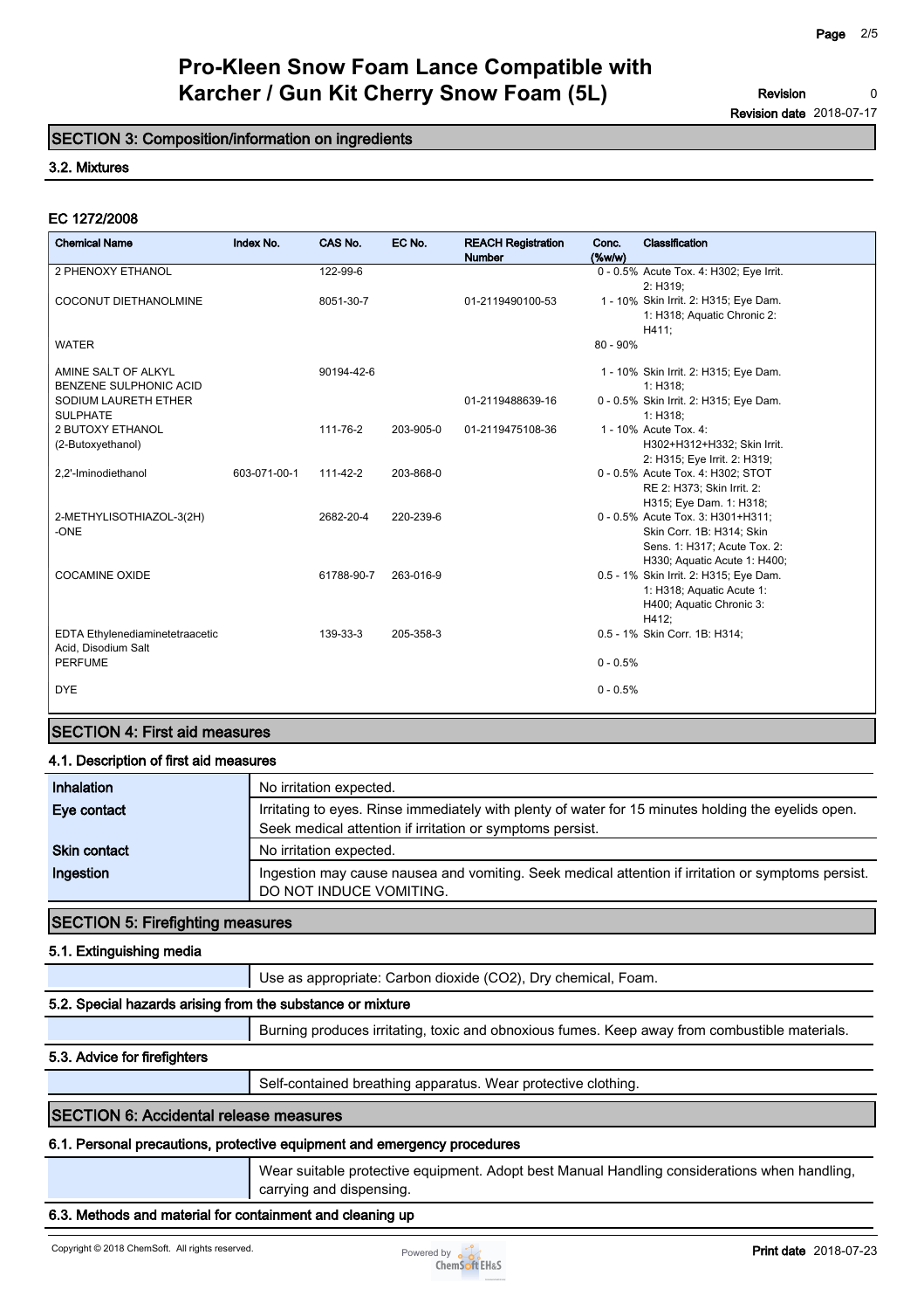## SECTION 3: Composition/information on ingredients

### 3.2. Mixtures

#### EC 1272/2008

| Chemical Name | Index No. | CAS No. | EC No. | REACH Registration Number | Conc. (%w/w) | Classification |
|---|---|---|---|---|---|---|
| 2 PHENOXY ETHANOL | | 122-99-6 | | | 0 - 0.5% | Acute Tox. 4: H302; Eye Irrit. 2: H319; |
| COCONUT DIETHANOLMINE | | 8051-30-7 | | 01-2119490100-53 | 1 - 10% | Skin Irrit. 2: H315; Eye Dam. 1: H318; Aquatic Chronic 2: H411; |
| WATER | | | | | 80 - 90% | |
| AMINE SALT OF ALKYL BENZENE SULPHONIC ACID | | 90194-42-6 | | | 1 - 10% | Skin Irrit. 2: H315; Eye Dam. 1: H318; |
| SODIUM LAURETH ETHER SULPHATE | | | | 01-2119488639-16 | 0 - 0.5% | Skin Irrit. 2: H315; Eye Dam. 1: H318; |
| 2 BUTOXY ETHANOL (2-Butoxyethanol) | | 111-76-2 | 203-905-0 | 01-2119475108-36 | 1 - 10% | Acute Tox. 4: H302+H312+H332; Skin Irrit. 2: H315; Eye Irrit. 2: H319; |
| 2,2'-Iminodiethanol | 603-071-00-1 | 111-42-2 | 203-868-0 | | 0 - 0.5% | Acute Tox. 4: H302; STOT RE 2: H373; Skin Irrit. 2: H315; Eye Dam. 1: H318; |
| 2-METHYLISOTHIAZOL-3(2H)-ONE | | 2682-20-4 | 220-239-6 | | 0 - 0.5% | Acute Tox. 3: H301+H311; Skin Corr. 1B: H314; Skin Sens. 1: H317; Acute Tox. 2: H330; Aquatic Acute 1: H400; |
| COCAMINE OXIDE | | 61788-90-7 | 263-016-9 | | 0.5 - 1% | Skin Irrit. 2: H315; Eye Dam. 1: H318; Aquatic Acute 1: H400; Aquatic Chronic 3: H412; |
| EDTA Ethylenediaminetetraacetic Acid, Disodium Salt | | 139-33-3 | 205-358-3 | | 0.5 - 1% | Skin Corr. 1B: H314; |
| PERFUME | | | | | 0 - 0.5% | |
| DYE | | | | | 0 - 0.5% | |

## SECTION 4: First aid measures

### 4.1. Description of first aid measures

| | |
|---|---|
| **Inhalation** | No irritation expected. |
| **Eye contact** | Irritating to eyes. Rinse immediately with plenty of water for 15 minutes holding the eyelids open. Seek medical attention if irritation or symptoms persist. |
| **Skin contact** | No irritation expected. |
| **Ingestion** | Ingestion may cause nausea and vomiting. Seek medical attention if irritation or symptoms persist. DO NOT INDUCE VOMITING. |

## SECTION 5: Firefighting measures

### 5.1. Extinguishing media

Use as appropriate: Carbon dioxide (CO2), Dry chemical, Foam.

### 5.2. Special hazards arising from the substance or mixture

Burning produces irritating, toxic and obnoxious fumes. Keep away from combustible materials.

### 5.3. Advice for firefighters

Self-contained breathing apparatus. Wear protective clothing.

## SECTION 6: Accidental release measures

### 6.1. Personal precautions, protective equipment and emergency procedures

Wear suitable protective equipment. Adopt best Manual Handling considerations when handling, carrying and dispensing.

### 6.3. Methods and material for containment and cleaning up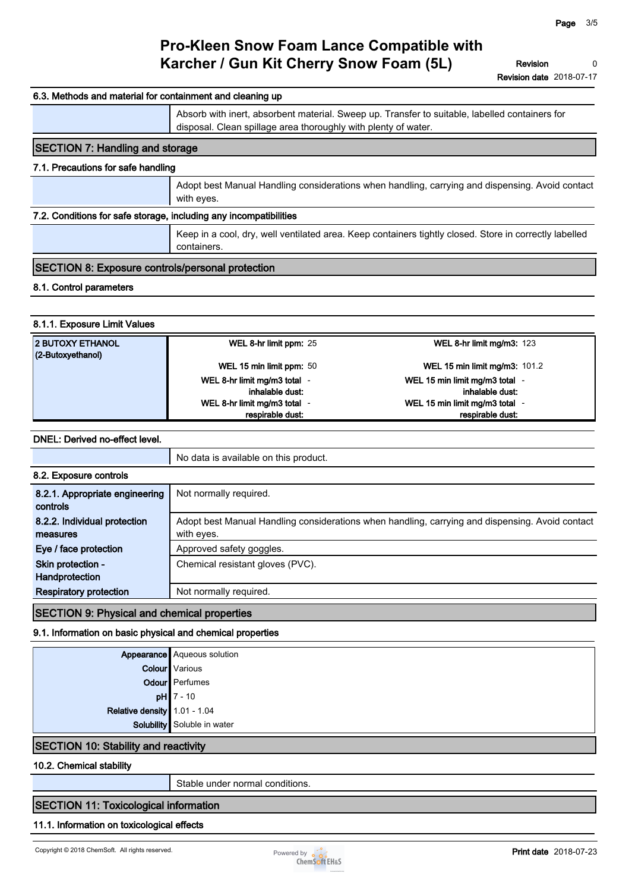#### 6.3. Methods and material for containment and cleaning up

| | |
|---|---|
| | Absorb with inert, absorbent material. Sweep up. Transfer to suitable, labelled containers for disposal. Clean spillage area thoroughly with plenty of water. |

## SECTION 7: Handling and storage

#### 7.1. Precautions for safe handling

| | |
|---|---|
| | Adopt best Manual Handling considerations when handling, carrying and dispensing. Avoid contact with eyes. |

#### 7.2. Conditions for safe storage, including any incompatibilities

| | |
|---|---|
| | Keep in a cool, dry, well ventilated area. Keep containers tightly closed. Store in correctly labelled containers. |

## SECTION 8: Exposure controls/personal protection

#### 8.1. Control parameters

#### 8.1.1. Exposure Limit Values

| | | | | |
|---|---|---|---|---|
| **2 BUTOXY ETHANOL (2-Butoxyethanol)** | **WEL 8-hr limit ppm:** | 25 | **WEL 8-hr limit mg/m3:** | 123 |
| | **WEL 15 min limit ppm:** | 50 | **WEL 15 min limit mg/m3:** | 101.2 |
| | **WEL 8-hr limit mg/m3 total inhalable dust:** | - | **WEL 15 min limit mg/m3 total inhalable dust:** | - |
| | **WEL 8-hr limit mg/m3 total respirable dust:** | - | **WEL 15 min limit mg/m3 total respirable dust:** | - |

#### DNEL: Derived no-effect level.

| | |
|---|---|
| | No data is available on this product. |

#### 8.2. Exposure controls

| | |
|---|---|
| **8.2.1. Appropriate engineering controls** | Not normally required. |
| **8.2.2. Individual protection measures** | Adopt best Manual Handling considerations when handling, carrying and dispensing. Avoid contact with eyes. |
| **Eye / face protection** | Approved safety goggles. |
| **Skin protection - Handprotection** | Chemical resistant gloves (PVC). |
| **Respiratory protection** | Not normally required. |

## SECTION 9: Physical and chemical properties

#### 9.1. Information on basic physical and chemical properties

| | |
|---|---|
| **Appearance** | Aqueous solution |
| **Colour** | Various |
| **Odour** | Perfumes |
| **pH** | 7 - 10 |
| **Relative density** | 1.01 - 1.04 |
| **Solubility** | Soluble in water |

## SECTION 10: Stability and reactivity

#### 10.2. Chemical stability

| | |
|---|---|
| | Stable under normal conditions. |

## SECTION 11: Toxicological information

#### 11.1. Information on toxicological effects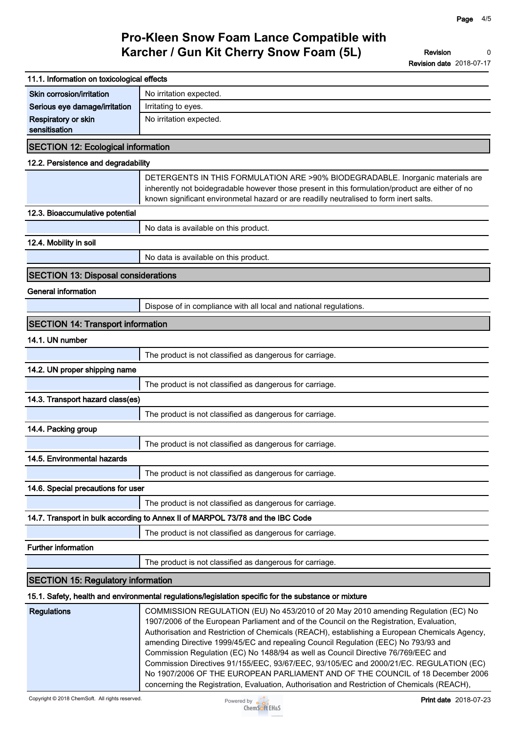### 11.1. Information on toxicological effects

| | |
|---|---|
| **Skin corrosion/irritation** | No irritation expected. |
| **Serious eye damage/irritation** | Irritating to eyes. |
| **Respiratory or skin sensitisation** | No irritation expected. |

## SECTION 12: Ecological information

### 12.2. Persistence and degradability

DETERGENTS IN THIS FORMULATION ARE >90% BIODEGRADABLE. Inorganic materials are inherently not boidegradable however those present in this formulation/product are either of no known significant environmetal hazard or are readilly neutralised to form inert salts.

### 12.3. Bioaccumulative potential

No data is available on this product.

### 12.4. Mobility in soil

No data is available on this product.

## SECTION 13: Disposal considerations

### General information

Dispose of in compliance with all local and national regulations.

## SECTION 14: Transport information

### 14.1. UN number

The product is not classified as dangerous for carriage.

### 14.2. UN proper shipping name

The product is not classified as dangerous for carriage.

### 14.3. Transport hazard class(es)

The product is not classified as dangerous for carriage.

### 14.4. Packing group

The product is not classified as dangerous for carriage.

### 14.5. Environmental hazards

The product is not classified as dangerous for carriage.

### 14.6. Special precautions for user

The product is not classified as dangerous for carriage.

### 14.7. Transport in bulk according to Annex II of MARPOL 73/78 and the IBC Code

The product is not classified as dangerous for carriage.

### Further information

The product is not classified as dangerous for carriage.

## SECTION 15: Regulatory information

### 15.1. Safety, health and environmental regulations/legislation specific for the substance or mixture

| | |
|---|---|
| **Regulations** | COMMISSION REGULATION (EU) No 453/2010 of 20 May 2010 amending Regulation (EC) No 1907/2006 of the European Parliament and of the Council on the Registration, Evaluation, Authorisation and Restriction of Chemicals (REACH), establishing a European Chemicals Agency, amending Directive 1999/45/EC and repealing Council Regulation (EEC) No 793/93 and Commission Regulation (EC) No 1488/94 as well as Council Directive 76/769/EEC and Commission Directives 91/155/EEC, 93/67/EEC, 93/105/EC and 2000/21/EC. REGULATION (EC) No 1907/2006 OF THE EUROPEAN PARLIAMENT AND OF THE COUNCIL of 18 December 2006 concerning the Registration, Evaluation, Authorisation and Restriction of Chemicals (REACH), |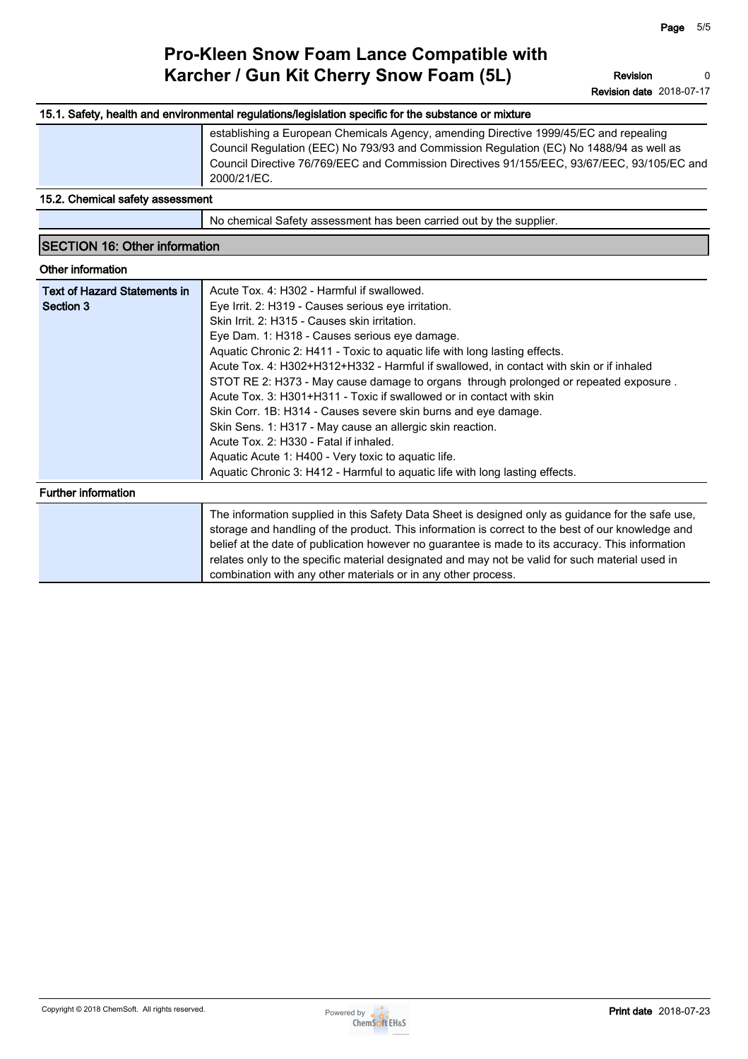## 15.1. Safety, health and environmental regulations/legislation specific for the substance or mixture

| | |
|---|---|
| | establishing a European Chemicals Agency, amending Directive 1999/45/EC and repealing Council Regulation (EEC) No 793/93 and Commission Regulation (EC) No 1488/94 as well as Council Directive 76/769/EEC and Commission Directives 91/155/EEC, 93/67/EEC, 93/105/EC and 2000/21/EC. |

## 15.2. Chemical safety assessment

| | |
|---|---|
| | No chemical Safety assessment has been carried out by the supplier. |

## SECTION 16: Other information

### Other information

| | |
|---|---|
| **Text of Hazard Statements in Section 3** | Acute Tox. 4: H302 - Harmful if swallowed.<br>Eye Irrit. 2: H319 - Causes serious eye irritation.<br>Skin Irrit. 2: H315 - Causes skin irritation.<br>Eye Dam. 1: H318 - Causes serious eye damage.<br>Aquatic Chronic 2: H411 - Toxic to aquatic life with long lasting effects.<br>Acute Tox. 4: H302+H312+H332 - Harmful if swallowed, in contact with skin or if inhaled<br>STOT RE 2: H373 - May cause damage to organs through prolonged or repeated exposure .<br>Acute Tox. 3: H301+H311 - Toxic if swallowed or in contact with skin<br>Skin Corr. 1B: H314 - Causes severe skin burns and eye damage.<br>Skin Sens. 1: H317 - May cause an allergic skin reaction.<br>Acute Tox. 2: H330 - Fatal if inhaled.<br>Aquatic Acute 1: H400 - Very toxic to aquatic life.<br>Aquatic Chronic 3: H412 - Harmful to aquatic life with long lasting effects. |

### Further information

| | |
|---|---|
| | The information supplied in this Safety Data Sheet is designed only as guidance for the safe use, storage and handling of the product. This information is correct to the best of our knowledge and belief at the date of publication however no guarantee is made to its accuracy. This information relates only to the specific material designated and may not be valid for such material used in combination with any other materials or in any other process. |